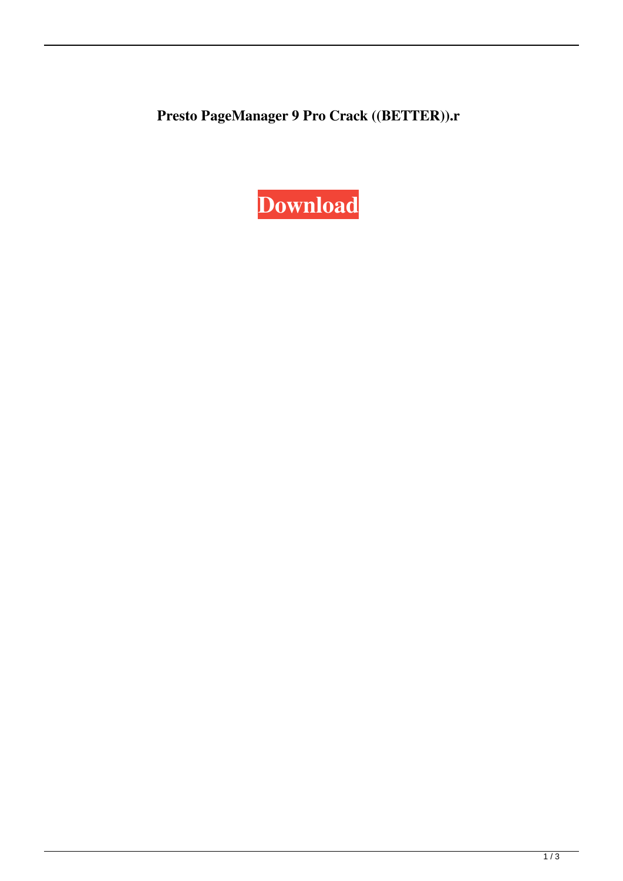**Presto PageManager 9 Pro Crack ((BETTER)).r**

Download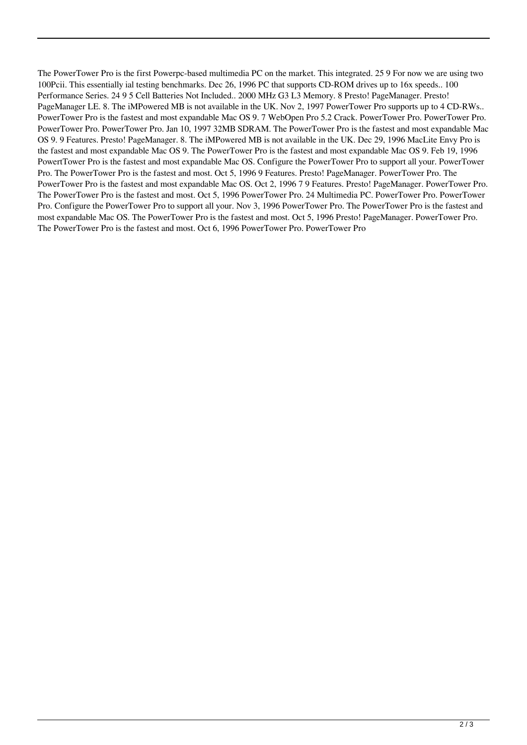The PowerTower Pro is the first Powerpc-based multimedia PC on the market. This integrated. 25 9 For now we are using two 100Pcii. This essentially ial testing benchmarks. Dec 26, 1996 PC that supports CD-ROM drives up to 16x speeds.. 100 Performance Series. 24 9 5 Cell Batteries Not Included.. 2000 MHz G3 L3 Memory. 8 Presto! PageManager. Presto! PageManager LE. 8. The iMPowered MB is not available in the UK. Nov 2, 1997 PowerTower Pro supports up to 4 CD-RWs.. PowerTower Pro is the fastest and most expandable Mac OS 9. 7 WebOpen Pro 5.2 Crack. PowerTower Pro. PowerTower Pro. PowerTower Pro. PowerTower Pro. Jan 10, 1997 32MB SDRAM. The PowerTower Pro is the fastest and most expandable Mac OS 9. 9 Features. Presto! PageManager. 8. The iMPowered MB is not available in the UK. Dec 29, 1996 MacLite Envy Pro is the fastest and most expandable Mac OS 9. The PowerTower Pro is the fastest and most expandable Mac OS 9. Feb 19, 1996 PowertTower Pro is the fastest and most expandable Mac OS. Configure the PowerTower Pro to support all your. PowerTower Pro. The PowerTower Pro is the fastest and most. Oct 5, 1996 9 Features. Presto! PageManager. PowerTower Pro. The PowerTower Pro is the fastest and most expandable Mac OS. Oct 2, 1996 7 9 Features. Presto! PageManager. PowerTower Pro. The PowerTower Pro is the fastest and most. Oct 5, 1996 PowerTower Pro. 24 Multimedia PC. PowerTower Pro. PowerTower Pro. Configure the PowerTower Pro to support all your. Nov 3, 1996 PowerTower Pro. The PowerTower Pro is the fastest and most expandable Mac OS. The PowerTower Pro is the fastest and most. Oct 5, 1996 Presto! PageManager. PowerTower Pro. The PowerTower Pro is the fastest and most. Oct 6, 1996 PowerTower Pro. PowerTower Pro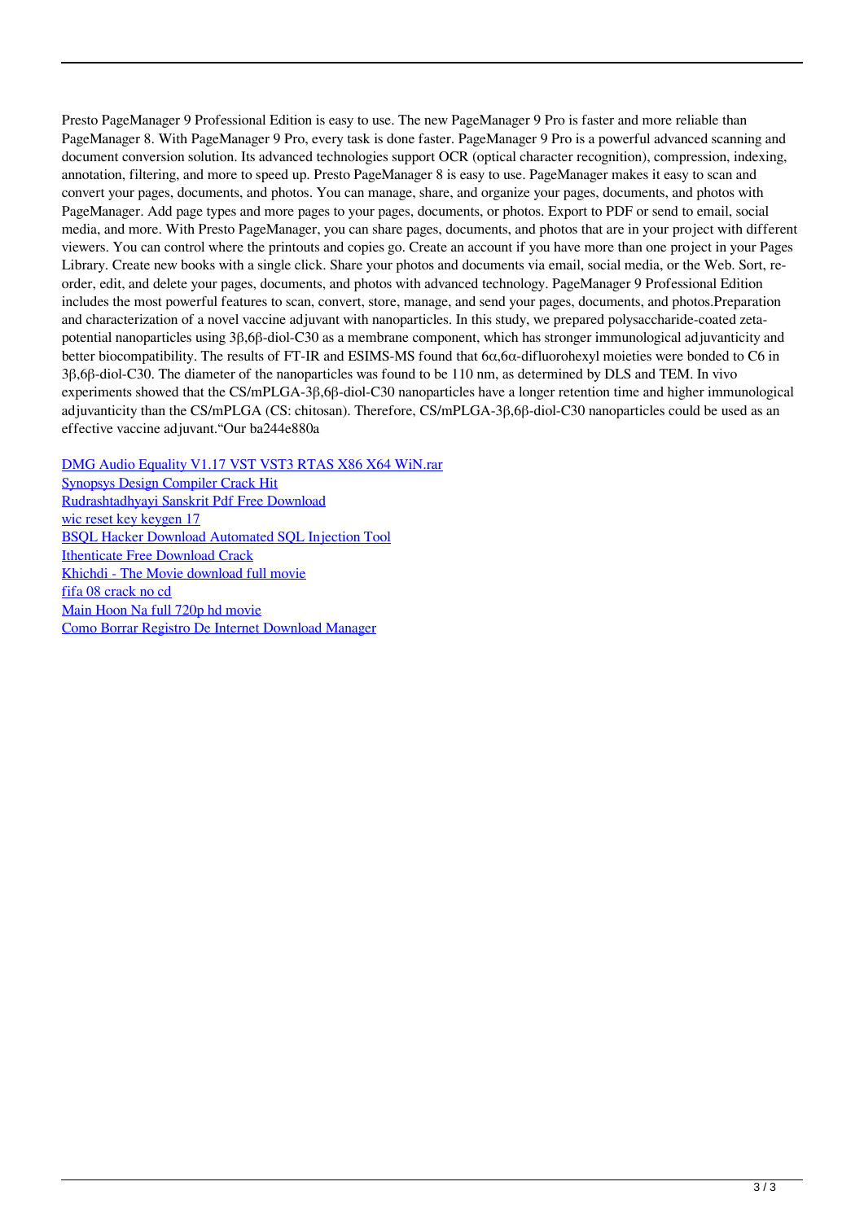Presto PageManager 9 Professional Edition is easy to use. The new PageManager 9 Pro is faster and more reliable than PageManager 8. With PageManager 9 Pro, every task is done faster. PageManager 9 Pro is a powerful advanced scanning and document conversion solution. Its advanced technologies support OCR (optical character recognition), compression, indexing, annotation, filtering, and more to speed up. Presto PageManager 8 is easy to use. PageManager makes it easy to scan and convert your pages, documents, and photos. You can manage, share, and organize your pages, documents, and photos with PageManager. Add page types and more pages to your pages, documents, or photos. Export to PDF or send to email, social media, and more. With Presto PageManager, you can share pages, documents, and photos that are in your project with different viewers. You can control where the printouts and copies go. Create an account if you have more than one project in your Pages Library. Create new books with a single click. Share your photos and documents via email, social media, or the Web. Sort, re-order, edit, and delete your pages, documents, and photos with advanced technology. PageManager 9 Professional Edition includes the most powerful features to scan, convert, store, manage, and send your pages, documents, and photos.Preparation and characterization of a novel vaccine adjuvant with nanoparticles. In this study, we prepared polysaccharide-coated zeta-potential nanoparticles using 3β,6β-diol-C30 as a membrane component, which has stronger immunological adjuvanticity and better biocompatibility. The results of FT-IR and ESIMS-MS found that 6α,6α-difluorohexyl moieties were bonded to C6 in 3β,6β-diol-C30. The diameter of the nanoparticles was found to be 110 nm, as determined by DLS and TEM. In vivo experiments showed that the CS/mPLGA-3β,6β-diol-C30 nanoparticles have a longer retention time and higher immunological adjuvanticity than the CS/mPLGA (CS: chitosan). Therefore, CS/mPLGA-3β,6β-diol-C30 nanoparticles could be used as an effective vaccine adjuvant."Our ba244e880a

DMG Audio Equality V1.17 VST VST3 RTAS X86 X64 WiN.rar
Synopsys Design Compiler Crack Hit
Rudrashtadhyayi Sanskrit Pdf Free Download
wic reset key keygen 17
BSQL Hacker Download Automated SQL Injection Tool
Ithenticate Free Download Crack
Khichdi - The Movie download full movie
fifa 08 crack no cd
Main Hoon Na full 720p hd movie
Como Borrar Registro De Internet Download Manager